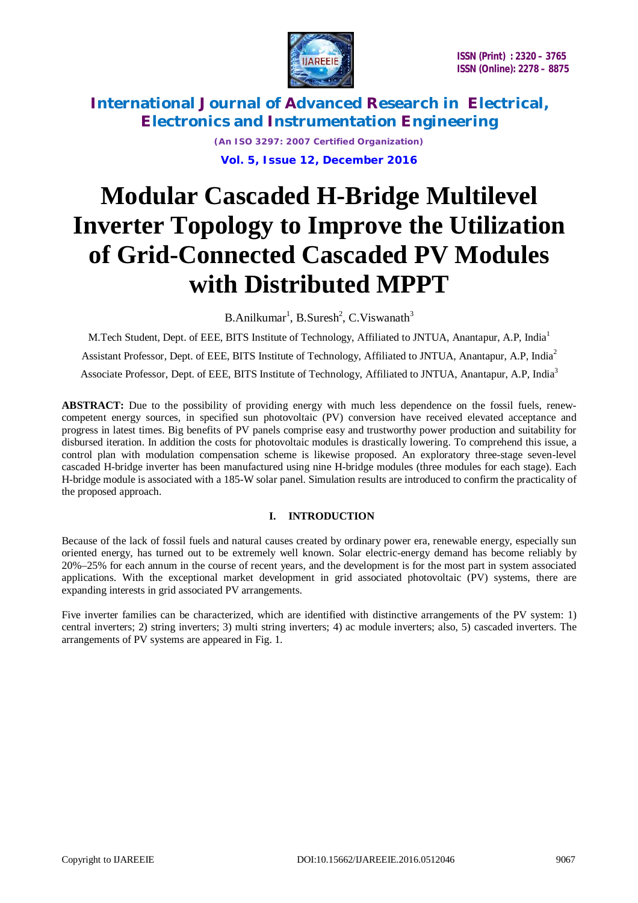# Modular Cascaded H-Bridge Multilevel Inverter Topology to Improve the Utilization of Grid-Connected Cascaded PV Modules with Distributed MPPT

B.Anilkumar[1], B.Suresh[2], C.Viswanath[3]

M.Tech Student, Dept. of EEE, BITS Institute of Technology, Affiliated to JNTUA, Anantapur, A.P, India[1]

Assistant Professor, Dept. of EEE, BITS Institute of Technology, Affiliated to JNTUA, Anantapur, A.P, India[2]

Associate Professor, Dept. of EEE, BITS Institute of Technology, Affiliated to JNTUA, Anantapur, A.P, India[3]

**ABSTRACT:** Due to the possibility of providing energy with much less dependence on the fossil fuels, renew-competent energy sources, in specified sun photovoltaic (PV) conversion have received elevated acceptance and progress in latest times. Big benefits of PV panels comprise easy and trustworthy power production and suitability for disbursed iteration. In addition the costs for photovoltaic modules is drastically lowering. To comprehend this issue, a control plan with modulation compensation scheme is likewise proposed. An exploratory three-stage seven-level cascaded H-bridge inverter has been manufactured using nine H-bridge modules (three modules for each stage). Each H-bridge module is associated with a 185-W solar panel. Simulation results are introduced to confirm the practicality of the proposed approach.

## I. INTRODUCTION

Because of the lack of fossil fuels and natural causes created by ordinary power era, renewable energy, especially sun oriented energy, has turned out to be extremely well known. Solar electric-energy demand has become reliably by 20%–25% for each annum in the course of recent years, and the development is for the most part in system associated applications. With the exceptional market development in grid associated photovoltaic (PV) systems, there are expanding interests in grid associated PV arrangements.

Five inverter families can be characterized, which are identified with distinctive arrangements of the PV system: 1) central inverters; 2) string inverters; 3) multi string inverters; 4) ac module inverters; also, 5) cascaded inverters. The arrangements of PV systems are appeared in Fig. 1.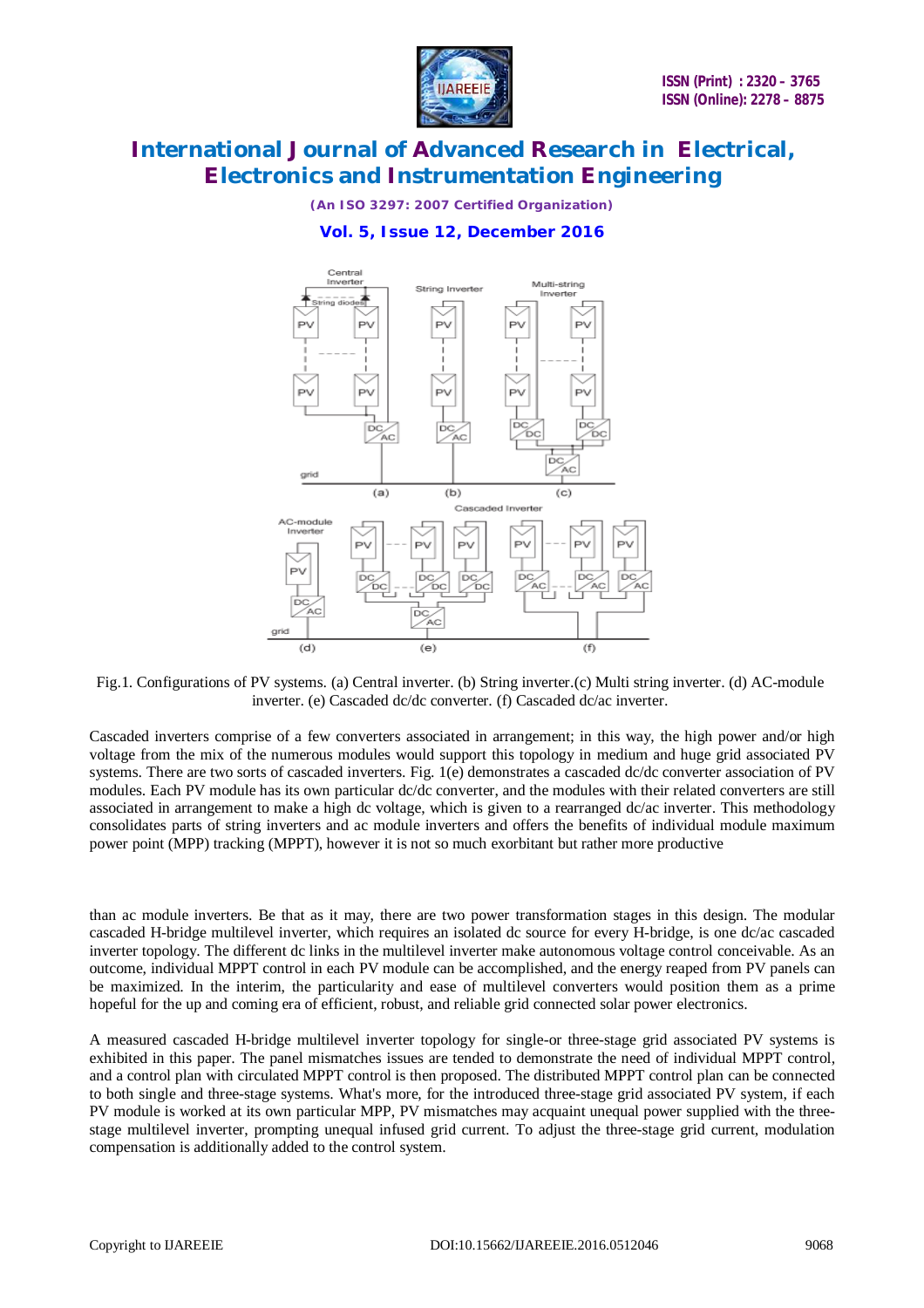Fig.1. Configurations of PV systems. (a) Central inverter. (b) String inverter.(c) Multi string inverter. (d) AC-module inverter. (e) Cascaded dc/dc converter. (f) Cascaded dc/ac inverter.

Cascaded inverters comprise of a few converters associated in arrangement; in this way, the high power and/or high voltage from the mix of the numerous modules would support this topology in medium and huge grid associated PV systems. There are two sorts of cascaded inverters. Fig. 1(e) demonstrates a cascaded dc/dc converter association of PV modules. Each PV module has its own particular dc/dc converter, and the modules with their related converters are still associated in arrangement to make a high dc voltage, which is given to a rearranged dc/ac inverter. This methodology consolidates parts of string inverters and ac module inverters and offers the benefits of individual module maximum power point (MPP) tracking (MPPT), however it is not so much exorbitant but rather more productive than ac module inverters. Be that as it may, there are two power transformation stages in this design. The modular cascaded H-bridge multilevel inverter, which requires an isolated dc source for every H-bridge, is one dc/ac cascaded inverter topology. The different dc links in the multilevel inverter make autonomous voltage control conceivable. As an outcome, individual MPPT control in each PV module can be accomplished, and the energy reaped from PV panels can be maximized. In the interim, the particularity and ease of multilevel converters would position them as a prime hopeful for the up and coming era of efficient, robust, and reliable grid connected solar power electronics.

A measured cascaded H-bridge multilevel inverter topology for single-or three-stage grid associated PV systems is exhibited in this paper. The panel mismatches issues are tended to demonstrate the need of individual MPPT control, and a control plan with circulated MPPT control is then proposed. The distributed MPPT control plan can be connected to both single and three-stage systems. What's more, for the introduced three-stage grid associated PV system, if each PV module is worked at its own particular MPP, PV mismatches may acquaint unequal power supplied with the three-stage multilevel inverter, prompting unequal infused grid current. To adjust the three-stage grid current, modulation compensation is additionally added to the control system.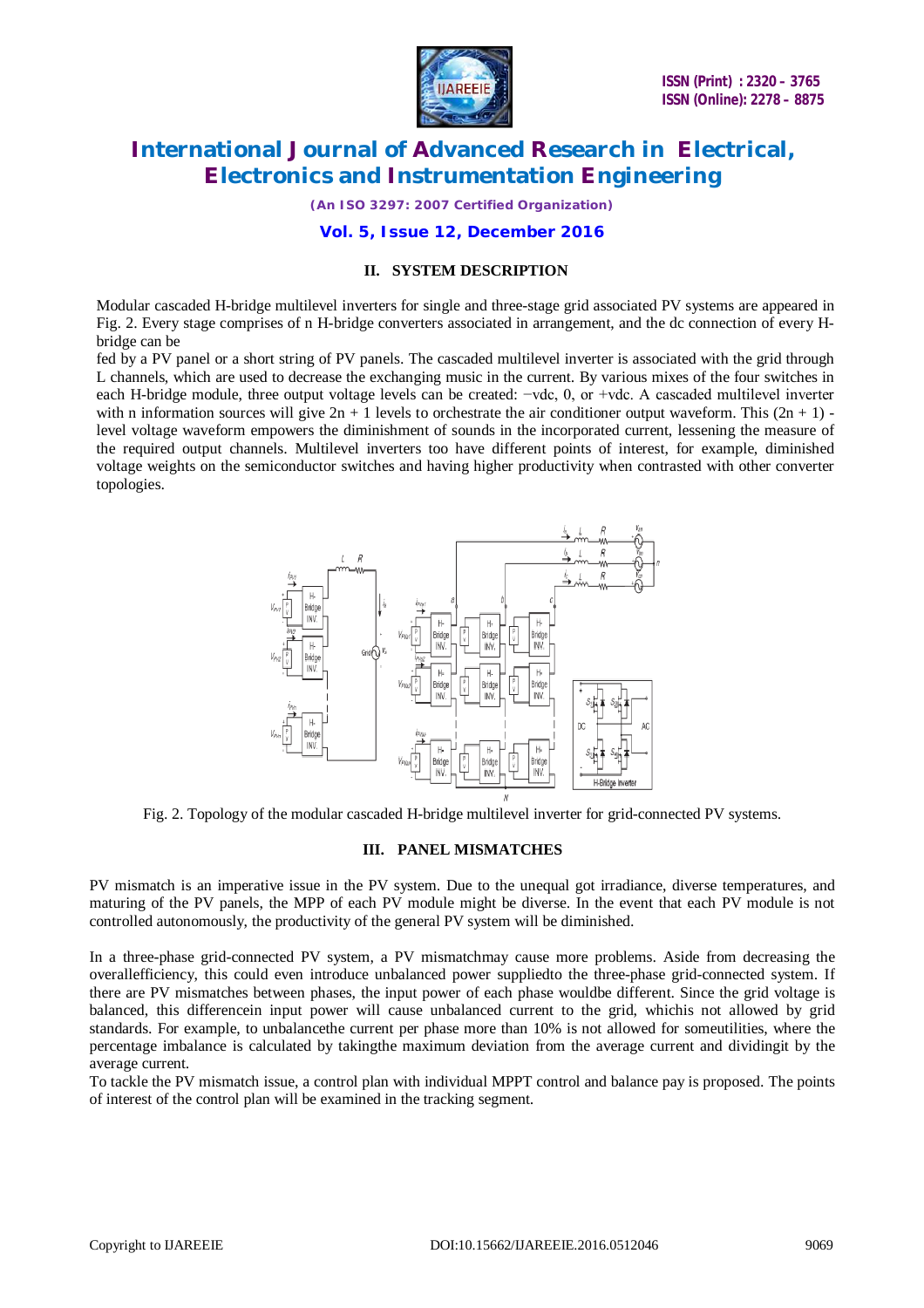## II. SYSTEM DESCRIPTION

Modular cascaded H-bridge multilevel inverters for single and three-stage grid associated PV systems are appeared in Fig. 2. Every stage comprises of n H-bridge converters associated in arrangement, and the dc connection of every H-bridge can be
fed by a PV panel or a short string of PV panels. The cascaded multilevel inverter is associated with the grid through L channels, which are used to decrease the exchanging music in the current. By various mixes of the four switches in each H-bridge module, three output voltage levels can be created: −vdc, 0, or +vdc. A cascaded multilevel inverter with n information sources will give 2n + 1 levels to orchestrate the air conditioner output waveform. This (2n + 1) -level voltage waveform empowers the diminishment of sounds in the incorporated current, lessening the measure of the required output channels. Multilevel inverters too have different points of interest, for example, diminished voltage weights on the semiconductor switches and having higher productivity when contrasted with other converter topologies.

Fig. 2. Topology of the modular cascaded H-bridge multilevel inverter for grid-connected PV systems.

## III. PANEL MISMATCHES

PV mismatch is an imperative issue in the PV system. Due to the unequal got irradiance, diverse temperatures, and maturing of the PV panels, the MPP of each PV module might be diverse. In the event that each PV module is not controlled autonomously, the productivity of the general PV system will be diminished.

In a three-phase grid-connected PV system, a PV mismatchmay cause more problems. Aside from decreasing the overallefficiency, this could even introduce unbalanced power suppliedto the three-phase grid-connected system. If there are PV mismatches between phases, the input power of each phase wouldbe different. Since the grid voltage is balanced, this differencein input power will cause unbalanced current to the grid, whichis not allowed by grid standards. For example, to unbalancethe current per phase more than 10% is not allowed for someutilities, where the percentage imbalance is calculated by takingthe maximum deviation from the average current and dividingit by the average current.

To tackle the PV mismatch issue, a control plan with individual MPPT control and balance pay is proposed. The points of interest of the control plan will be examined in the tracking segment.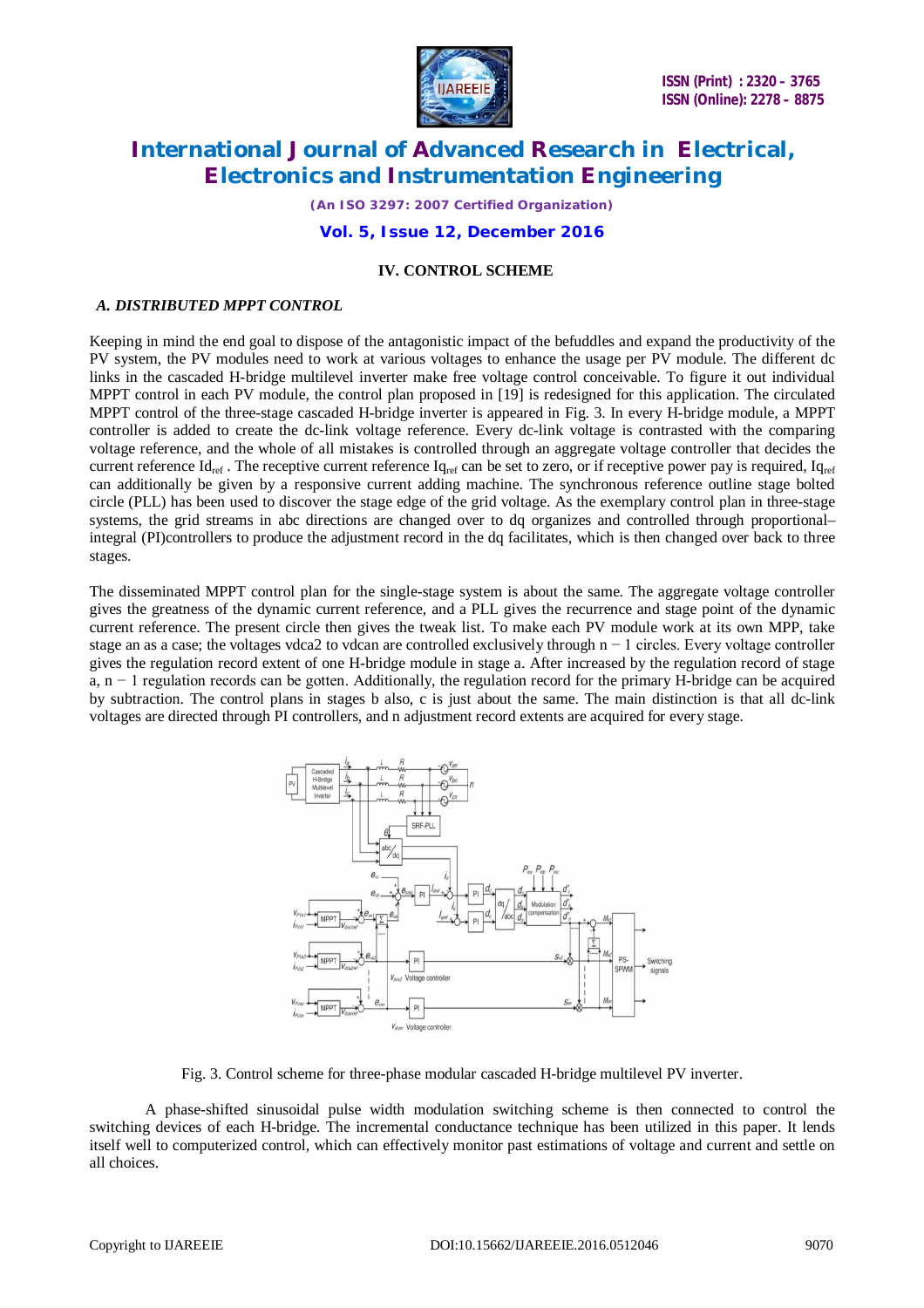## IV. CONTROL SCHEME

### *A. DISTRIBUTED MPPT CONTROL*

Keeping in mind the end goal to dispose of the antagonistic impact of the befuddles and expand the productivity of the PV system, the PV modules need to work at various voltages to enhance the usage per PV module. The different dc links in the cascaded H-bridge multilevel inverter make free voltage control conceivable. To figure it out individual MPPT control in each PV module, the control plan proposed in [19] is redesigned for this application. The circulated MPPT control of the three-stage cascaded H-bridge inverter is appeared in Fig. 3. In every H-bridge module, a MPPT controller is added to create the dc-link voltage reference. Every dc-link voltage is contrasted with the comparing voltage reference, and the whole of all mistakes is controlled through an aggregate voltage controller that decides the current reference $Id_{ref}$ . The receptive current reference $Iq_{ref}$ can be set to zero, or if receptive power pay is required, $Iq_{ref}$ can additionally be given by a responsive current adding machine. The synchronous reference outline stage bolted circle (PLL) has been used to discover the stage edge of the grid voltage. As the exemplary control plan in three-stage systems, the grid streams in abc directions are changed over to dq organizes and controlled through proportional–integral (PI)controllers to produce the adjustment record in the dq facilitates, which is then changed over back to three stages.

The disseminated MPPT control plan for the single-stage system is about the same. The aggregate voltage controller gives the greatness of the dynamic current reference, and a PLL gives the recurrence and stage point of the dynamic current reference. The present circle then gives the tweak list. To make each PV module work at its own MPP, take stage an as a case; the voltages vdca2 to vdcan are controlled exclusively through n − 1 circles. Every voltage controller gives the regulation record extent of one H-bridge module in stage a. After increased by the regulation record of stage a, n − 1 regulation records can be gotten. Additionally, the regulation record for the primary H-bridge can be acquired by subtraction. The control plans in stages b also, c is just about the same. The main distinction is that all dc-link voltages are directed through PI controllers, and n adjustment record extents are acquired for every stage.

Fig. 3. Control scheme for three-phase modular cascaded H-bridge multilevel PV inverter.

A phase-shifted sinusoidal pulse width modulation switching scheme is then connected to control the switching devices of each H-bridge. The incremental conductance technique has been utilized in this paper. It lends itself well to computerized control, which can effectively monitor past estimations of voltage and current and settle on all choices.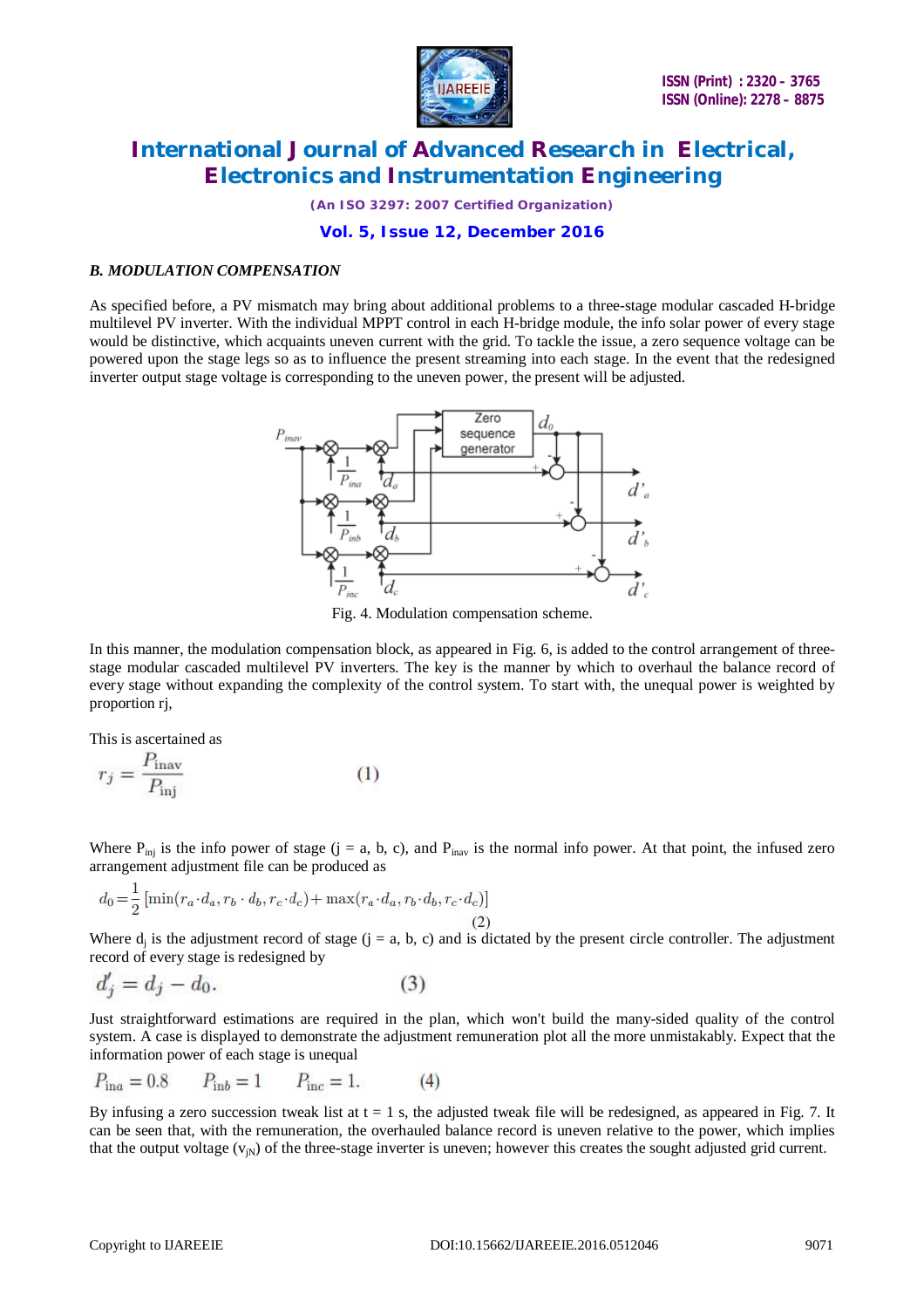*B. MODULATION COMPENSATION*

As specified before, a PV mismatch may bring about additional problems to a three-stage modular cascaded H-bridge multilevel PV inverter. With the individual MPPT control in each H-bridge module, the info solar power of every stage would be distinctive, which acquaints uneven current with the grid. To tackle the issue, a zero sequence voltage can be powered upon the stage legs so as to influence the present streaming into each stage. In the event that the redesigned inverter output stage voltage is corresponding to the uneven power, the present will be adjusted.

Fig. 4. Modulation compensation scheme.

In this manner, the modulation compensation block, as appeared in Fig. 6, is added to the control arrangement of three-stage modular cascaded multilevel PV inverters. The key is the manner by which to overhaul the balance record of every stage without expanding the complexity of the control system. To start with, the unequal power is weighted by proportion rj,

This is ascertained as

$$r_j = \frac{P_{\text{inav}}}{P_{\text{inj}}} \quad (1)$$

Where $P_{inj}$ is the info power of stage (j = a, b, c), and $P_{inav}$ is the normal info power. At that point, the infused zero arrangement adjustment file can be produced as

$$d_0 = \frac{1}{2}\left[\min(r_a \cdot d_a, r_b \cdot d_b, r_c \cdot d_c) + \max(r_a \cdot d_a, r_b \cdot d_b, r_c \cdot d_c)\right] \quad (2)$$

Where $d_j$ is the adjustment record of stage (j = a, b, c) and is dictated by the present circle controller. The adjustment record of every stage is redesigned by

$$d'_j = d_j - d_0. \quad (3)$$

Just straightforward estimations are required in the plan, which won't build the many-sided quality of the control system. A case is displayed to demonstrate the adjustment remuneration plot all the more unmistakably. Expect that the information power of each stage is unequal

$$P_{\text{ina}} = 0.8 \qquad P_{\text{inb}} = 1 \qquad P_{\text{inc}} = 1. \quad (4)$$

By infusing a zero succession tweak list at t = 1 s, the adjusted tweak file will be redesigned, as appeared in Fig. 7. It can be seen that, with the remuneration, the overhauled balance record is uneven relative to the power, which implies that the output voltage ($v_{jN}$) of the three-stage inverter is uneven; however this creates the sought adjusted grid current.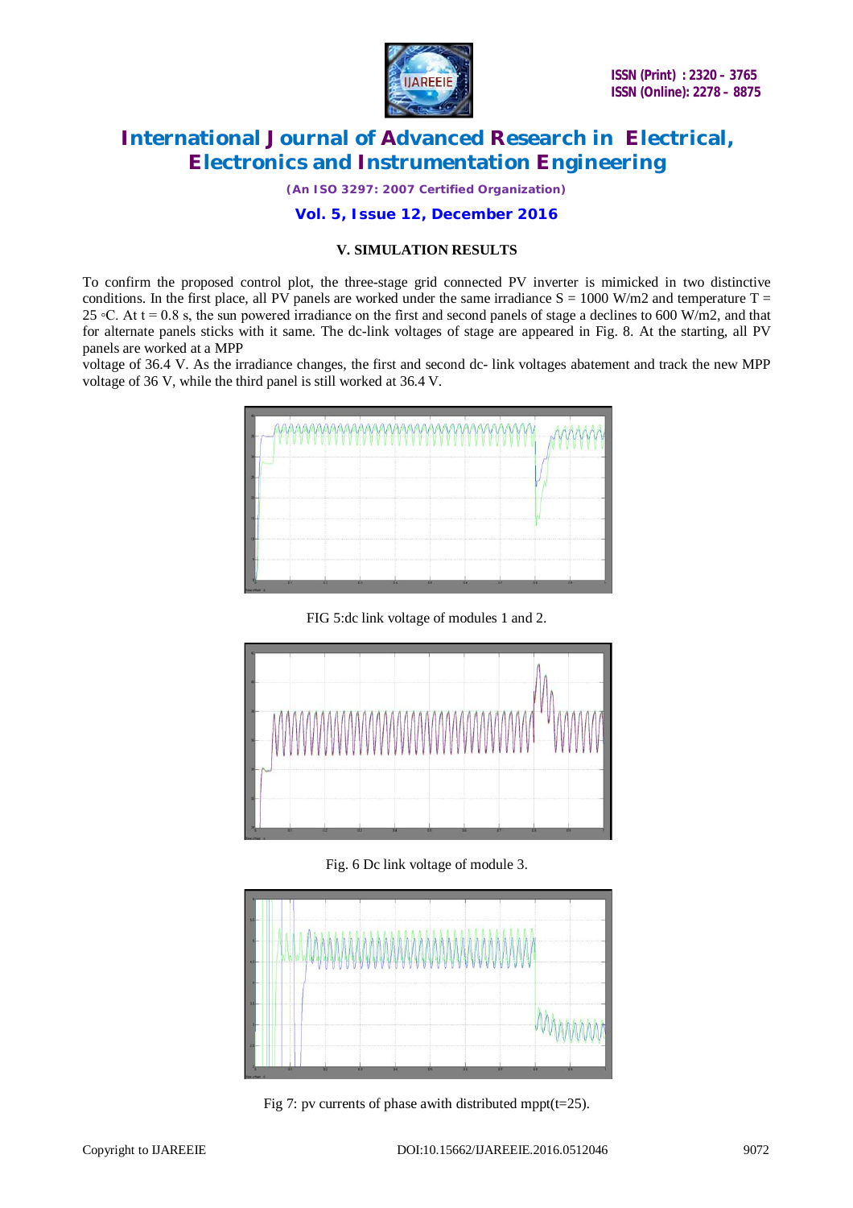## V. SIMULATION RESULTS

To confirm the proposed control plot, the three-stage grid connected PV inverter is mimicked in two distinctive conditions. In the first place, all PV panels are worked under the same irradiance S = 1000 W/m2 and temperature T = 25 ◦C. At t = 0.8 s, the sun powered irradiance on the first and second panels of stage a declines to 600 W/m2, and that for alternate panels sticks with it same. The dc-link voltages of stage are appeared in Fig. 8. At the starting, all PV panels are worked at a MPP

voltage of 36.4 V. As the irradiance changes, the first and second dc- link voltages abatement and track the new MPP voltage of 36 V, while the third panel is still worked at 36.4 V.

FIG 5:dc link voltage of modules 1 and 2.

Fig. 6 Dc link voltage of module 3.

Fig 7: pv currents of phase awith distributed mppt(t=25).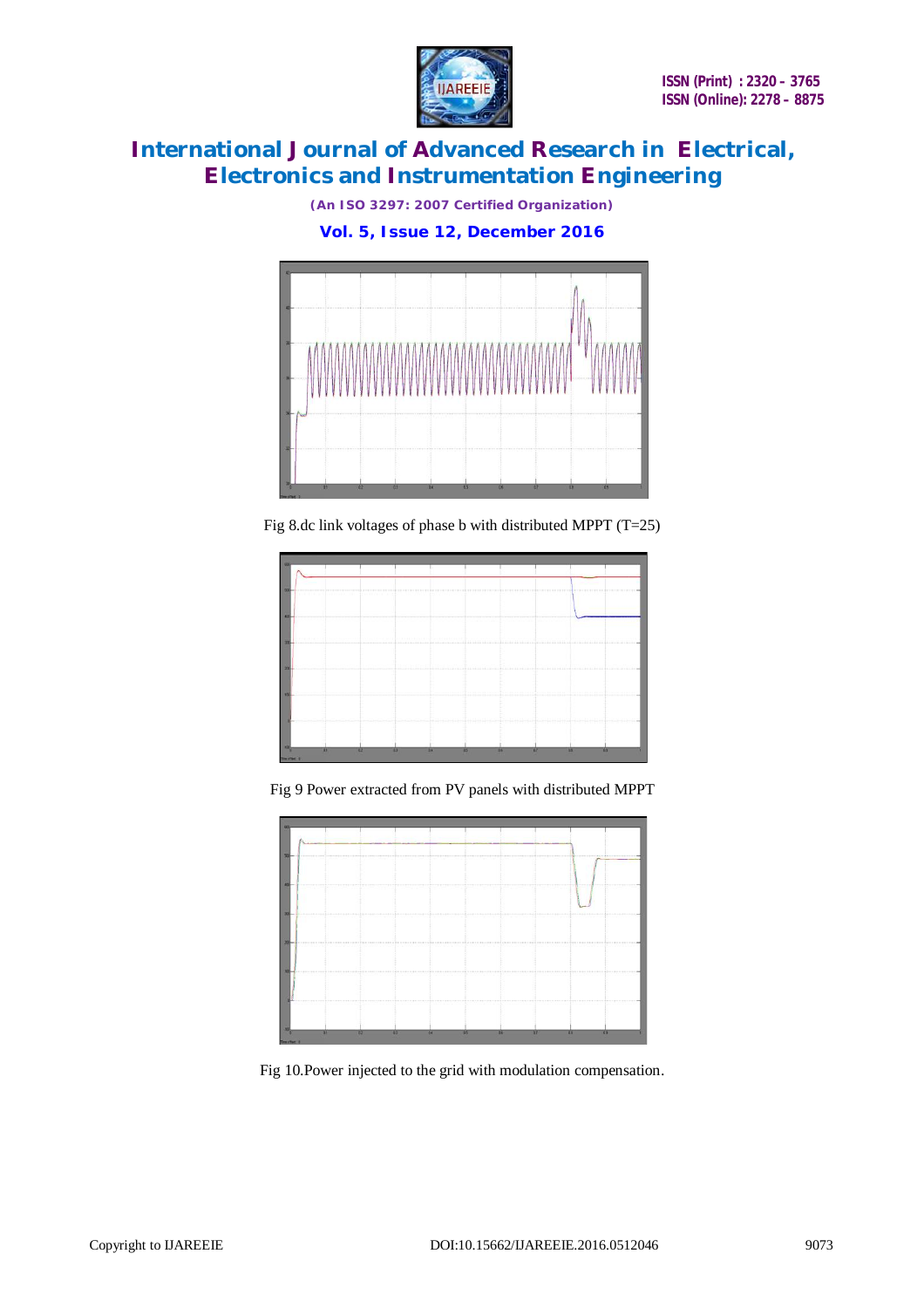Fig 8.dc link voltages of phase b with distributed MPPT (T=25)

Fig 9 Power extracted from PV panels with distributed MPPT

Fig 10.Power injected to the grid with modulation compensation.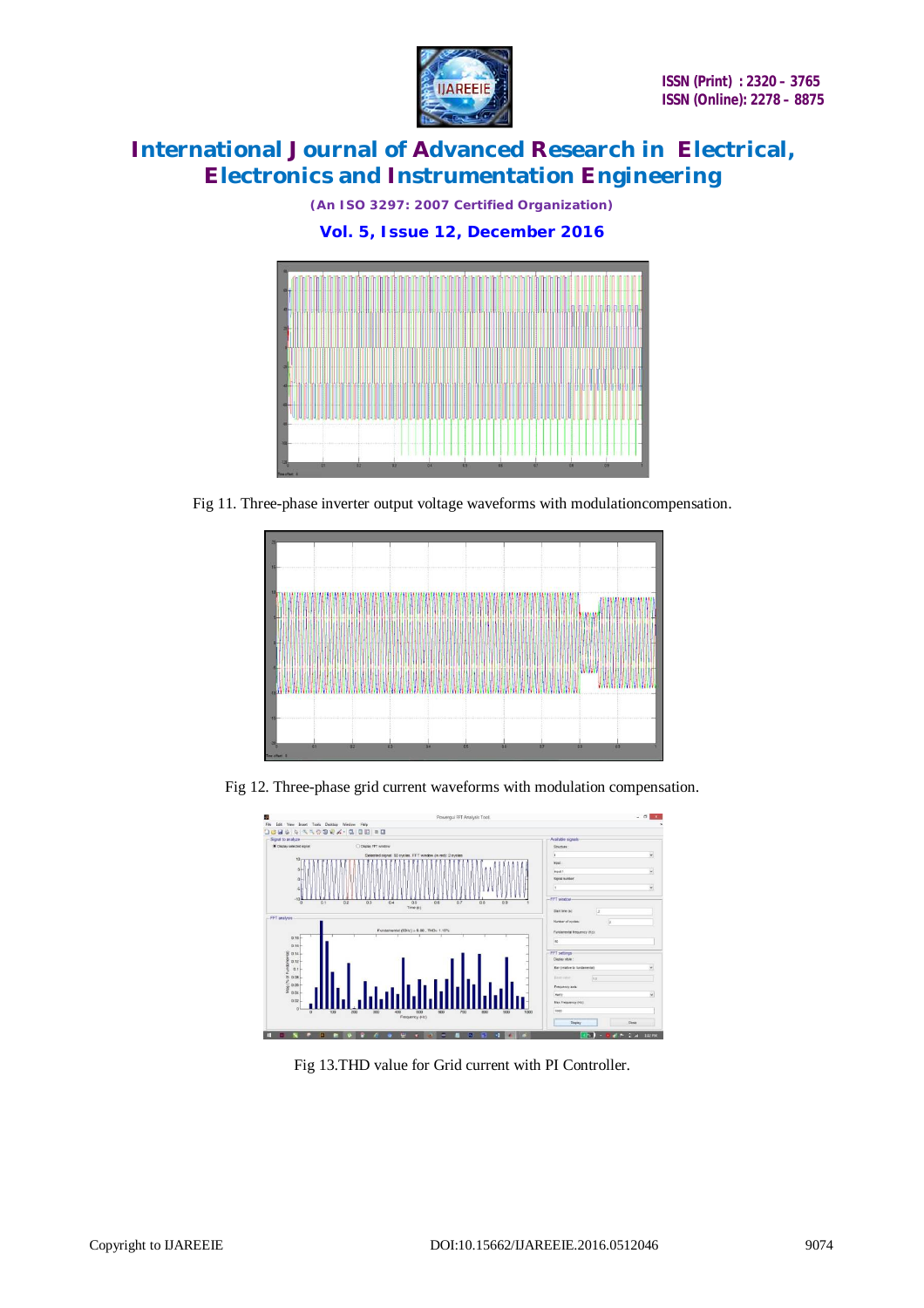Fig 11. Three-phase inverter output voltage waveforms with modulationcompensation.

Fig 12. Three-phase grid current waveforms with modulation compensation.

Fig 13.THD value for Grid current with PI Controller.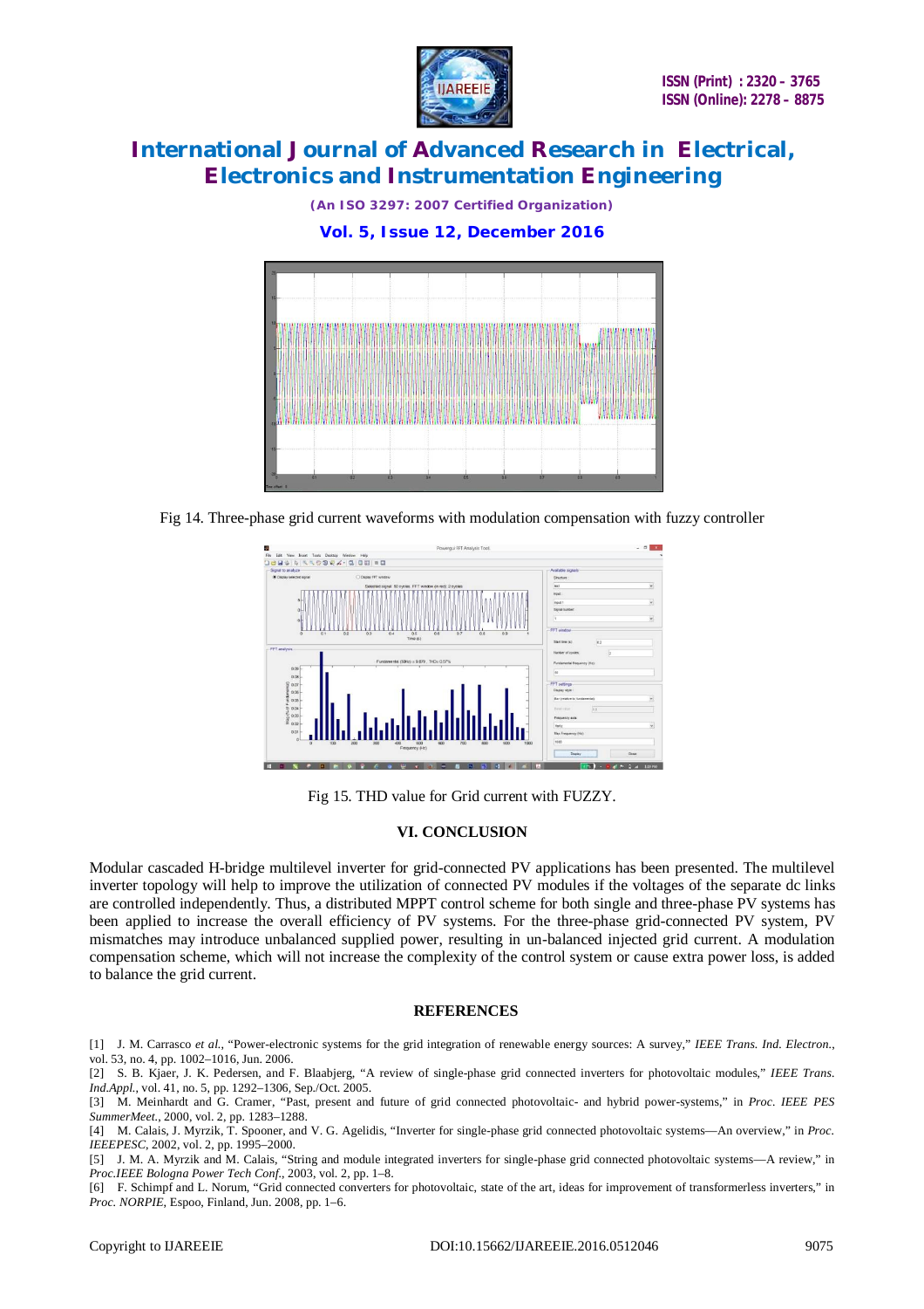Fig 14. Three-phase grid current waveforms with modulation compensation with fuzzy controller

Fig 15. THD value for Grid current with FUZZY.

## VI. CONCLUSION

Modular cascaded H-bridge multilevel inverter for grid-connected PV applications has been presented. The multilevel inverter topology will help to improve the utilization of connected PV modules if the voltages of the separate dc links are controlled independently. Thus, a distributed MPPT control scheme for both single and three-phase PV systems has been applied to increase the overall efficiency of PV systems. For the three-phase grid-connected PV system, PV mismatches may introduce unbalanced supplied power, resulting in un-balanced injected grid current. A modulation compensation scheme, which will not increase the complexity of the control system or cause extra power loss, is added to balance the grid current.

## REFERENCES

[1] J. M. Carrasco *et al.*, "Power-electronic systems for the grid integration of renewable energy sources: A survey," *IEEE Trans. Ind. Electron.*, vol. 53, no. 4, pp. 1002–1016, Jun. 2006.

[2] S. B. Kjaer, J. K. Pedersen, and F. Blaabjerg, "A review of single-phase grid connected inverters for photovoltaic modules," *IEEE Trans. Ind.Appl.*, vol. 41, no. 5, pp. 1292–1306, Sep./Oct. 2005.

[3] M. Meinhardt and G. Cramer, "Past, present and future of grid connected photovoltaic- and hybrid power-systems," in *Proc. IEEE PES SummerMeet.*, 2000, vol. 2, pp. 1283–1288.

[4] M. Calais, J. Myrzik, T. Spooner, and V. G. Agelidis, "Inverter for single-phase grid connected photovoltaic systems—An overview," in *Proc. IEEEPESC*, 2002, vol. 2, pp. 1995–2000.

[5] J. M. A. Myrzik and M. Calais, "String and module integrated inverters for single-phase grid connected photovoltaic systems—A review," in *Proc.IEEE Bologna Power Tech Conf.*, 2003, vol. 2, pp. 1–8.

[6] F. Schimpf and L. Norum, "Grid connected converters for photovoltaic, state of the art, ideas for improvement of transformerless inverters," in *Proc. NORPIE*, Espoo, Finland, Jun. 2008, pp. 1–6.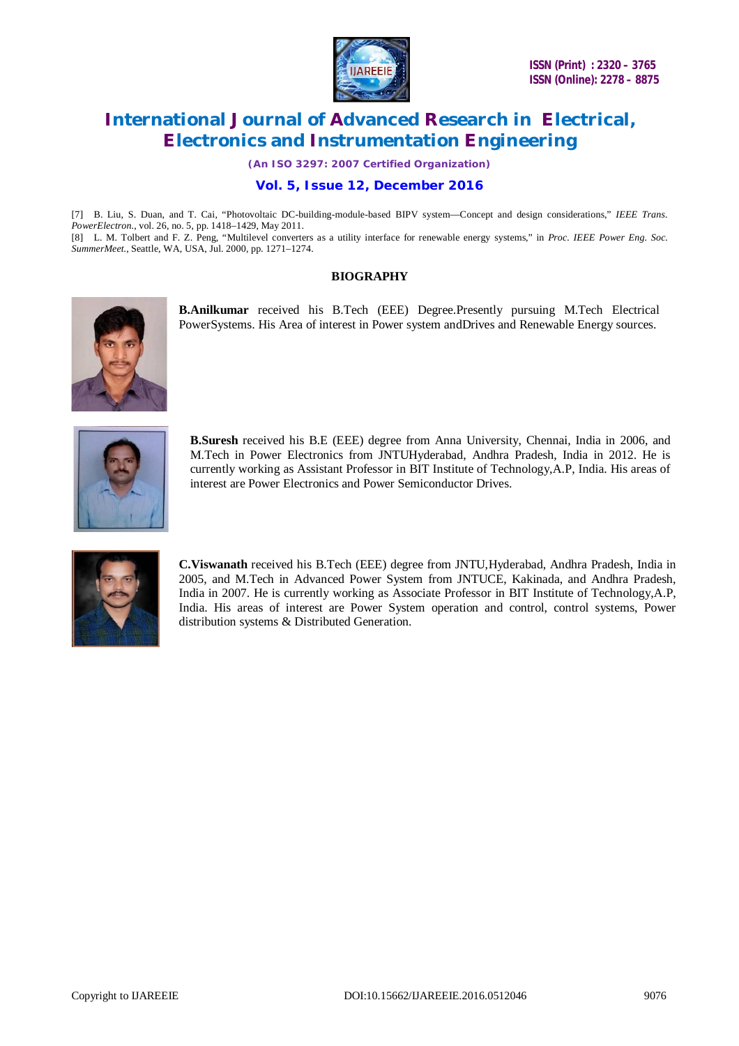[7] B. Liu, S. Duan, and T. Cai, "Photovoltaic DC-building-module-based BIPV system—Concept and design considerations," *IEEE Trans. PowerElectron.*, vol. 26, no. 5, pp. 1418–1429, May 2011.

[8] L. M. Tolbert and F. Z. Peng, "Multilevel converters as a utility interface for renewable energy systems," in *Proc. IEEE Power Eng. Soc. SummerMeet.*, Seattle, WA, USA, Jul. 2000, pp. 1271–1274.

## BIOGRAPHY

**B.Anilkumar** received his B.Tech (EEE) Degree.Presently pursuing M.Tech Electrical PowerSystems. His Area of interest in Power system andDrives and Renewable Energy sources.

**B.Suresh** received his B.E (EEE) degree from Anna University, Chennai, India in 2006, and M.Tech in Power Electronics from JNTUHyderabad, Andhra Pradesh, India in 2012. He is currently working as Assistant Professor in BIT Institute of Technology,A.P, India. His areas of interest are Power Electronics and Power Semiconductor Drives.

**C.Viswanath** received his B.Tech (EEE) degree from JNTU,Hyderabad, Andhra Pradesh, India in 2005, and M.Tech in Advanced Power System from JNTUCE, Kakinada, and Andhra Pradesh, India in 2007. He is currently working as Associate Professor in BIT Institute of Technology,A.P, India. His areas of interest are Power System operation and control, control systems, Power distribution systems & Distributed Generation.